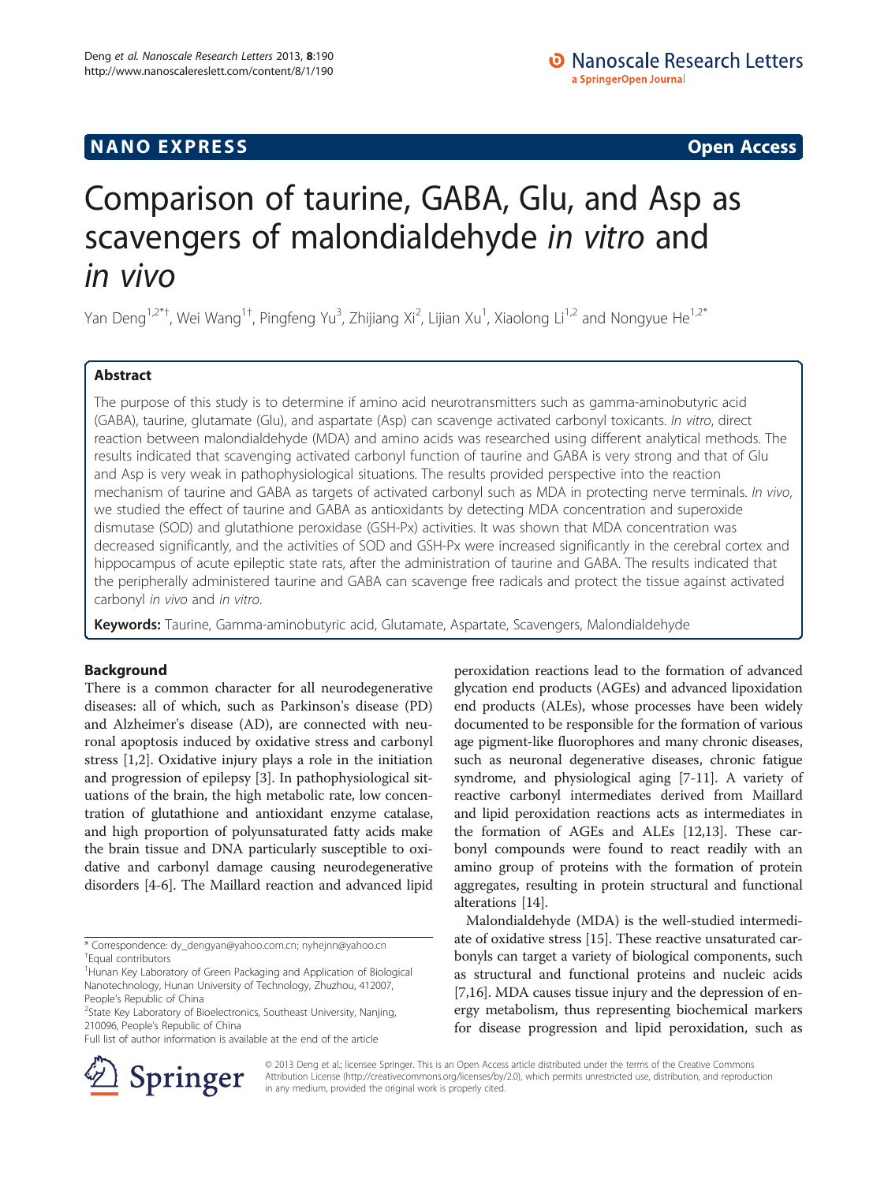**NANO EXPRESS** **Open Access**

# Comparison of taurine, GABA, Glu, and Asp as scavengers of malondialdehyde *in vitro* and *in vivo*

Yan Deng[1,2*†], Wei Wang[1†], Pingfeng Yu[3], Zhijiang Xi[2], Lijian Xu[1], Xiaolong Li[1,2] and Nongyue He[1,2*]

## Abstract

The purpose of this study is to determine if amino acid neurotransmitters such as gamma-aminobutyric acid (GABA), taurine, glutamate (Glu), and aspartate (Asp) can scavenge activated carbonyl toxicants. *In vitro*, direct reaction between malondialdehyde (MDA) and amino acids was researched using different analytical methods. The results indicated that scavenging activated carbonyl function of taurine and GABA is very strong and that of Glu and Asp is very weak in pathophysiological situations. The results provided perspective into the reaction mechanism of taurine and GABA as targets of activated carbonyl such as MDA in protecting nerve terminals. *In vivo*, we studied the effect of taurine and GABA as antioxidants by detecting MDA concentration and superoxide dismutase (SOD) and glutathione peroxidase (GSH-Px) activities. It was shown that MDA concentration was decreased significantly, and the activities of SOD and GSH-Px were increased significantly in the cerebral cortex and hippocampus of acute epileptic state rats, after the administration of taurine and GABA. The results indicated that the peripherally administered taurine and GABA can scavenge free radicals and protect the tissue against activated carbonyl *in vivo* and *in vitro*.

**Keywords:** Taurine, Gamma-aminobutyric acid, Glutamate, Aspartate, Scavengers, Malondialdehyde

## Background

There is a common character for all neurodegenerative diseases: all of which, such as Parkinson's disease (PD) and Alzheimer's disease (AD), are connected with neuronal apoptosis induced by oxidative stress and carbonyl stress [1,2]. Oxidative injury plays a role in the initiation and progression of epilepsy [3]. In pathophysiological situations of the brain, the high metabolic rate, low concentration of glutathione and antioxidant enzyme catalase, and high proportion of polyunsaturated fatty acids make the brain tissue and DNA particularly susceptible to oxidative and carbonyl damage causing neurodegenerative disorders [4-6]. The Maillard reaction and advanced lipid peroxidation reactions lead to the formation of advanced glycation end products (AGEs) and advanced lipoxidation end products (ALEs), whose processes have been widely documented to be responsible for the formation of various age pigment-like fluorophores and many chronic diseases, such as neuronal degenerative diseases, chronic fatigue syndrome, and physiological aging [7-11]. A variety of reactive carbonyl intermediates derived from Maillard and lipid peroxidation reactions acts as intermediates in the formation of AGEs and ALEs [12,13]. These carbonyl compounds were found to react readily with an amino group of proteins with the formation of protein aggregates, resulting in protein structural and functional alterations [14].

Malondialdehyde (MDA) is the well-studied intermediate of oxidative stress [15]. These reactive unsaturated carbonyls can target a variety of biological components, such as structural and functional proteins and nucleic acids [7,16]. MDA causes tissue injury and the depression of energy metabolism, thus representing biochemical markers for disease progression and lipid peroxidation, such as

\* Correspondence: dy_dengyan@yahoo.com.cn; nyhejnn@yahoo.cn
†Equal contributors
[1]Hunan Key Laboratory of Green Packaging and Application of Biological Nanotechnology, Hunan University of Technology, Zhuzhou, 412007, People's Republic of China
[2]State Key Laboratory of Bioelectronics, Southeast University, Nanjing, 210096, People's Republic of China
Full list of author information is available at the end of the article

© 2013 Deng et al.; licensee Springer. This is an Open Access article distributed under the terms of the Creative Commons Attribution License (http://creativecommons.org/licenses/by/2.0), which permits unrestricted use, distribution, and reproduction in any medium, provided the original work is properly cited.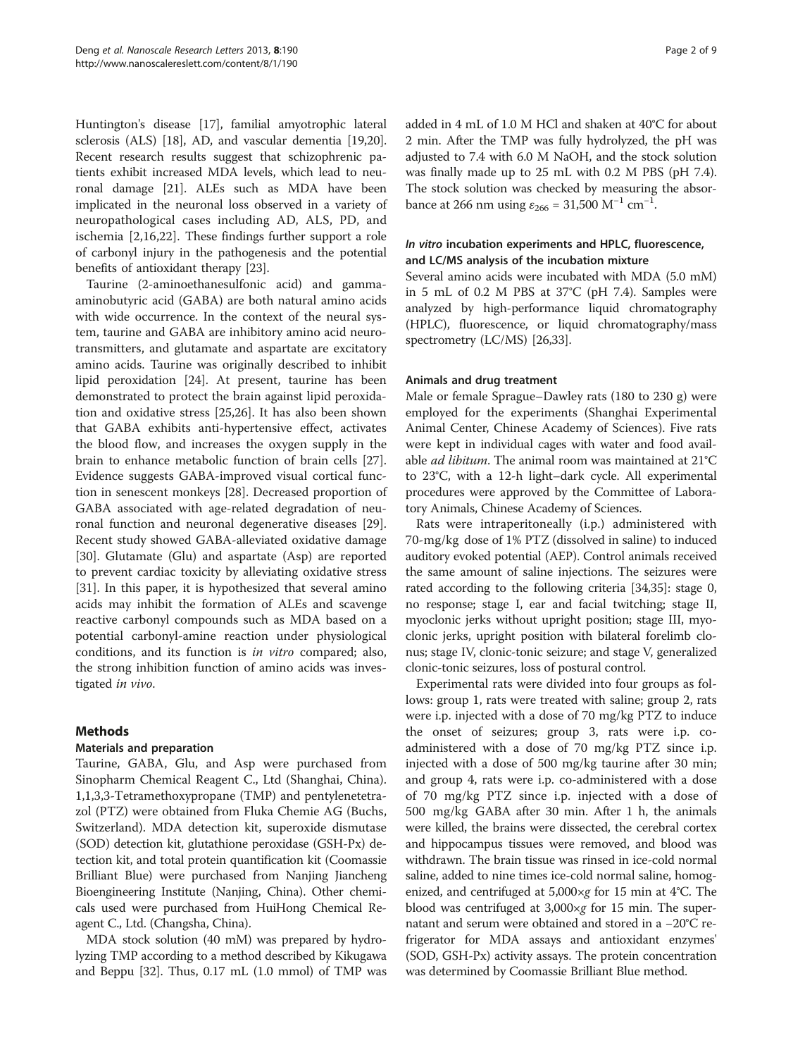Huntington's disease [17], familial amyotrophic lateral sclerosis (ALS) [18], AD, and vascular dementia [19,20]. Recent research results suggest that schizophrenic patients exhibit increased MDA levels, which lead to neuronal damage [21]. ALEs such as MDA have been implicated in the neuronal loss observed in a variety of neuropathological cases including AD, ALS, PD, and ischemia [2,16,22]. These findings further support a role of carbonyl injury in the pathogenesis and the potential benefits of antioxidant therapy [23].

Taurine (2-aminoethanesulfonic acid) and gamma-aminobutyric acid (GABA) are both natural amino acids with wide occurrence. In the context of the neural system, taurine and GABA are inhibitory amino acid neurotransmitters, and glutamate and aspartate are excitatory amino acids. Taurine was originally described to inhibit lipid peroxidation [24]. At present, taurine has been demonstrated to protect the brain against lipid peroxidation and oxidative stress [25,26]. It has also been shown that GABA exhibits anti-hypertensive effect, activates the blood flow, and increases the oxygen supply in the brain to enhance metabolic function of brain cells [27]. Evidence suggests GABA-improved visual cortical function in senescent monkeys [28]. Decreased proportion of GABA associated with age-related degradation of neuronal function and neuronal degenerative diseases [29]. Recent study showed GABA-alleviated oxidative damage [30]. Glutamate (Glu) and aspartate (Asp) are reported to prevent cardiac toxicity by alleviating oxidative stress [31]. In this paper, it is hypothesized that several amino acids may inhibit the formation of ALEs and scavenge reactive carbonyl compounds such as MDA based on a potential carbonyl-amine reaction under physiological conditions, and its function is *in vitro* compared; also, the strong inhibition function of amino acids was investigated *in vivo*.

## Methods

### Materials and preparation

Taurine, GABA, Glu, and Asp were purchased from Sinopharm Chemical Reagent C., Ltd (Shanghai, China). 1,1,3,3-Tetramethoxypropane (TMP) and pentylenetetrazol (PTZ) were obtained from Fluka Chemie AG (Buchs, Switzerland). MDA detection kit, superoxide dismutase (SOD) detection kit, glutathione peroxidase (GSH-Px) detection kit, and total protein quantification kit (Coomassie Brilliant Blue) were purchased from Nanjing Jiancheng Bioengineering Institute (Nanjing, China). Other chemicals used were purchased from HuiHong Chemical Reagent C., Ltd. (Changsha, China).

MDA stock solution (40 mM) was prepared by hydrolyzing TMP according to a method described by Kikugawa and Beppu [32]. Thus, 0.17 mL (1.0 mmol) of TMP was added in 4 mL of 1.0 M HCl and shaken at 40°C for about 2 min. After the TMP was fully hydrolyzed, the pH was adjusted to 7.4 with 6.0 M NaOH, and the stock solution was finally made up to 25 mL with 0.2 M PBS (pH 7.4). The stock solution was checked by measuring the absorbance at 266 nm using $\varepsilon_{266} = 31{,}500\ M^{-1}\ cm^{-1}$.

### *In vitro* incubation experiments and HPLC, fluorescence, and LC/MS analysis of the incubation mixture

Several amino acids were incubated with MDA (5.0 mM) in 5 mL of 0.2 M PBS at 37°C (pH 7.4). Samples were analyzed by high-performance liquid chromatography (HPLC), fluorescence, or liquid chromatography/mass spectrometry (LC/MS) [26,33].

### Animals and drug treatment

Male or female Sprague–Dawley rats (180 to 230 g) were employed for the experiments (Shanghai Experimental Animal Center, Chinese Academy of Sciences). Five rats were kept in individual cages with water and food available *ad libitum*. The animal room was maintained at 21°C to 23°C, with a 12-h light–dark cycle. All experimental procedures were approved by the Committee of Laboratory Animals, Chinese Academy of Sciences.

Rats were intraperitoneally (i.p.) administered with 70-mg/kg dose of 1% PTZ (dissolved in saline) to induced auditory evoked potential (AEP). Control animals received the same amount of saline injections. The seizures were rated according to the following criteria [34,35]: stage 0, no response; stage I, ear and facial twitching; stage II, myoclonic jerks without upright position; stage III, myoclonic jerks, upright position with bilateral forelimb clonus; stage IV, clonic-tonic seizure; and stage V, generalized clonic-tonic seizures, loss of postural control.

Experimental rats were divided into four groups as follows: group 1, rats were treated with saline; group 2, rats were i.p. injected with a dose of 70 mg/kg PTZ to induce the onset of seizures; group 3, rats were i.p. co-administered with a dose of 70 mg/kg PTZ since i.p. injected with a dose of 500 mg/kg taurine after 30 min; and group 4, rats were i.p. co-administered with a dose of 70 mg/kg PTZ since i.p. injected with a dose of 500 mg/kg GABA after 30 min. After 1 h, the animals were killed, the brains were dissected, the cerebral cortex and hippocampus tissues were removed, and blood was withdrawn. The brain tissue was rinsed in ice-cold normal saline, added to nine times ice-cold normal saline, homogenized, and centrifuged at 5,000×*g* for 15 min at 4°C. The blood was centrifuged at 3,000×*g* for 15 min. The supernatant and serum were obtained and stored in a −20°C refrigerator for MDA assays and antioxidant enzymes' (SOD, GSH-Px) activity assays. The protein concentration was determined by Coomassie Brilliant Blue method.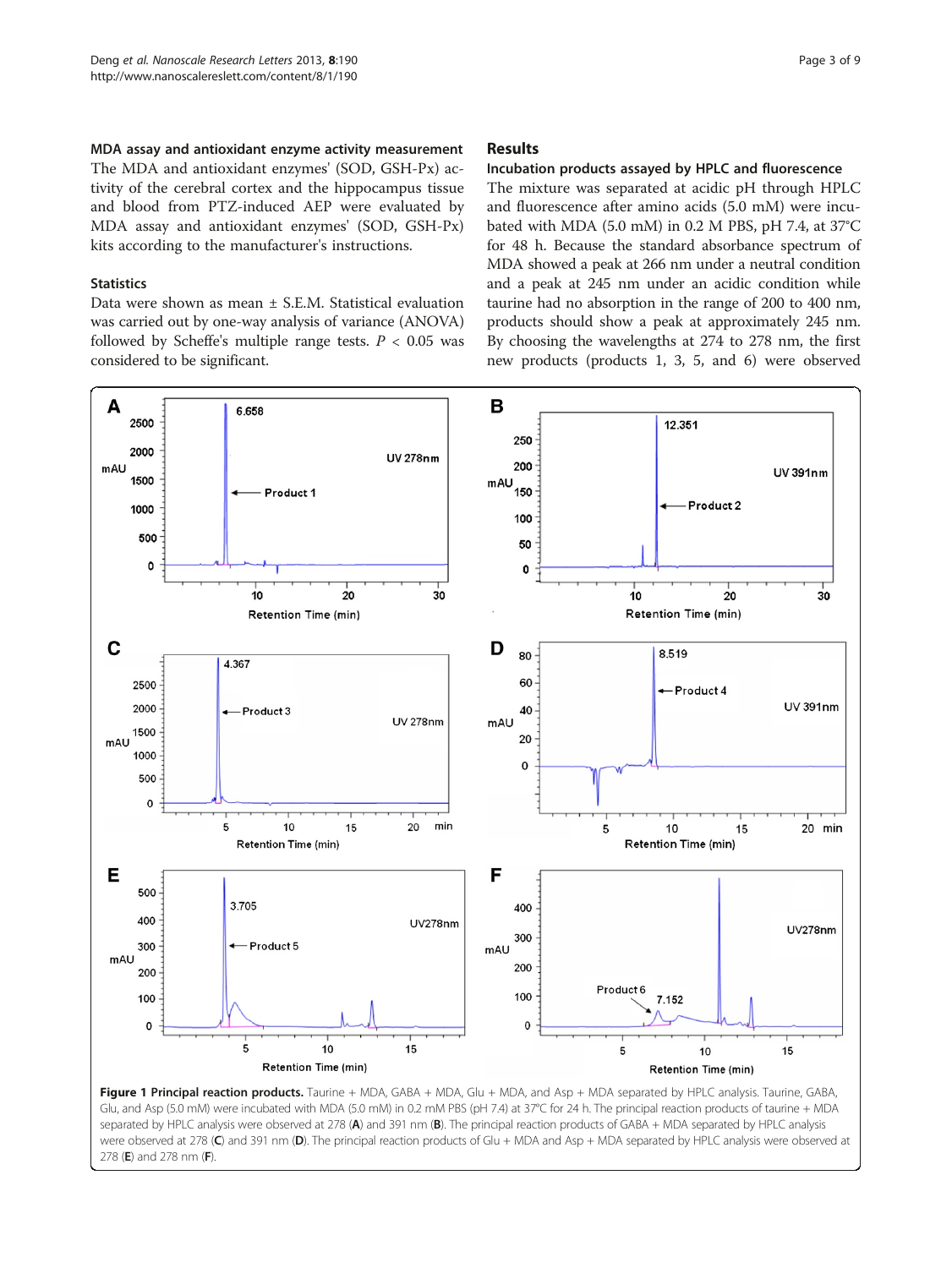### MDA assay and antioxidant enzyme activity measurement

The MDA and antioxidant enzymes' (SOD, GSH-Px) activity of the cerebral cortex and the hippocampus tissue and blood from PTZ-induced AEP were evaluated by MDA assay and antioxidant enzymes' (SOD, GSH-Px) kits according to the manufacturer's instructions.

### Statistics

Data were shown as mean ± S.E.M. Statistical evaluation was carried out by one-way analysis of variance (ANOVA) followed by Scheffe's multiple range tests. $P < 0.05$ was considered to be significant.

## Results

### Incubation products assayed by HPLC and fluorescence

The mixture was separated at acidic pH through HPLC and fluorescence after amino acids (5.0 mM) were incubated with MDA (5.0 mM) in 0.2 M PBS, pH 7.4, at 37°C for 48 h. Because the standard absorbance spectrum of MDA showed a peak at 266 nm under a neutral condition and a peak at 245 nm under an acidic condition while taurine had no absorption in the range of 200 to 400 nm, products should show a peak at approximately 245 nm. By choosing the wavelengths at 274 to 278 nm, the first new products (products 1, 3, 5, and 6) were observed

**Figure 1 Principal reaction products.** Taurine + MDA, GABA + MDA, Glu + MDA, and Asp + MDA separated by HPLC analysis. Taurine, GABA, Glu, and Asp (5.0 mM) were incubated with MDA (5.0 mM) in 0.2 mM PBS (pH 7.4) at 37°C for 24 h. The principal reaction products of taurine + MDA separated by HPLC analysis were observed at 278 (**A**) and 391 nm (**B**). The principal reaction products of GABA + MDA separated by HPLC analysis were observed at 278 (**C**) and 391 nm (**D**). The principal reaction products of Glu + MDA and Asp + MDA separated by HPLC analysis were observed at 278 (**E**) and 278 nm (**F**).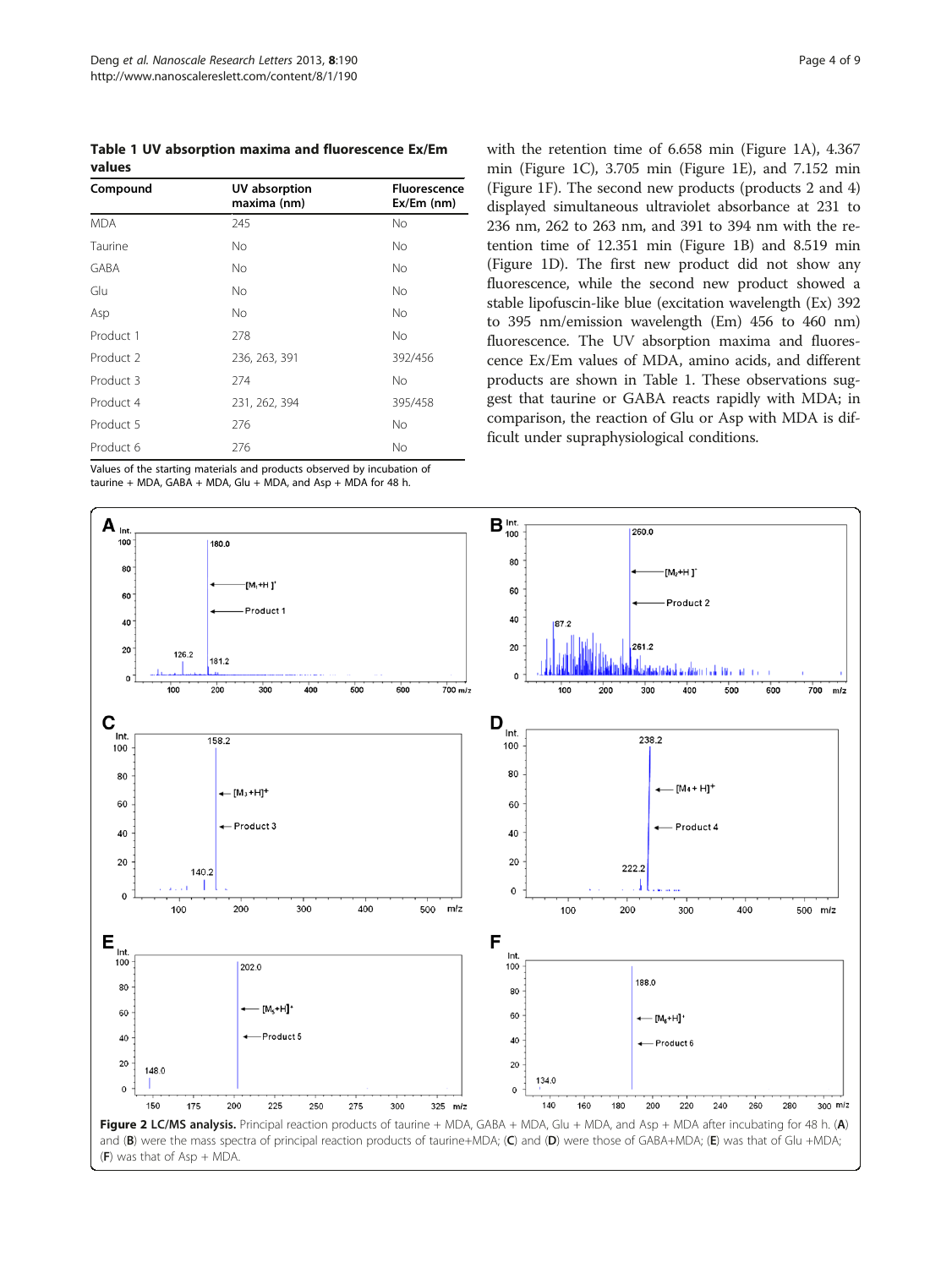**Table 1 UV absorption maxima and fluorescence Ex/Em values**

| Compound | UV absorption maxima (nm) | Fluorescence Ex/Em (nm) |
|---|---|---|
| MDA | 245 | No |
| Taurine | No | No |
| GABA | No | No |
| Glu | No | No |
| Asp | No | No |
| Product 1 | 278 | No |
| Product 2 | 236, 263, 391 | 392/456 |
| Product 3 | 274 | No |
| Product 4 | 231, 262, 394 | 395/458 |
| Product 5 | 276 | No |
| Product 6 | 276 | No |

Values of the starting materials and products observed by incubation of taurine + MDA, GABA + MDA, Glu + MDA, and Asp + MDA for 48 h.

with the retention time of 6.658 min (Figure 1A), 4.367 min (Figure 1C), 3.705 min (Figure 1E), and 7.152 min (Figure 1F). The second new products (products 2 and 4) displayed simultaneous ultraviolet absorbance at 231 to 236 nm, 262 to 263 nm, and 391 to 394 nm with the retention time of 12.351 min (Figure 1B) and 8.519 min (Figure 1D). The first new product did not show any fluorescence, while the second new product showed a stable lipofuscin-like blue (excitation wavelength (Ex) 392 to 395 nm/emission wavelength (Em) 456 to 460 nm) fluorescence. The UV absorption maxima and fluorescence Ex/Em values of MDA, amino acids, and different products are shown in Table 1. These observations suggest that taurine or GABA reacts rapidly with MDA; in comparison, the reaction of Glu or Asp with MDA is difficult under supraphysiological conditions.

**Figure 2 LC/MS analysis.** Principal reaction products of taurine + MDA, GABA + MDA, Glu + MDA, and Asp + MDA after incubating for 48 h. (**A**) and (**B**) were the mass spectra of principal reaction products of taurine+MDA; (**C**) and (**D**) were those of GABA+MDA; (**E**) was that of Glu +MDA; (**F**) was that of Asp + MDA.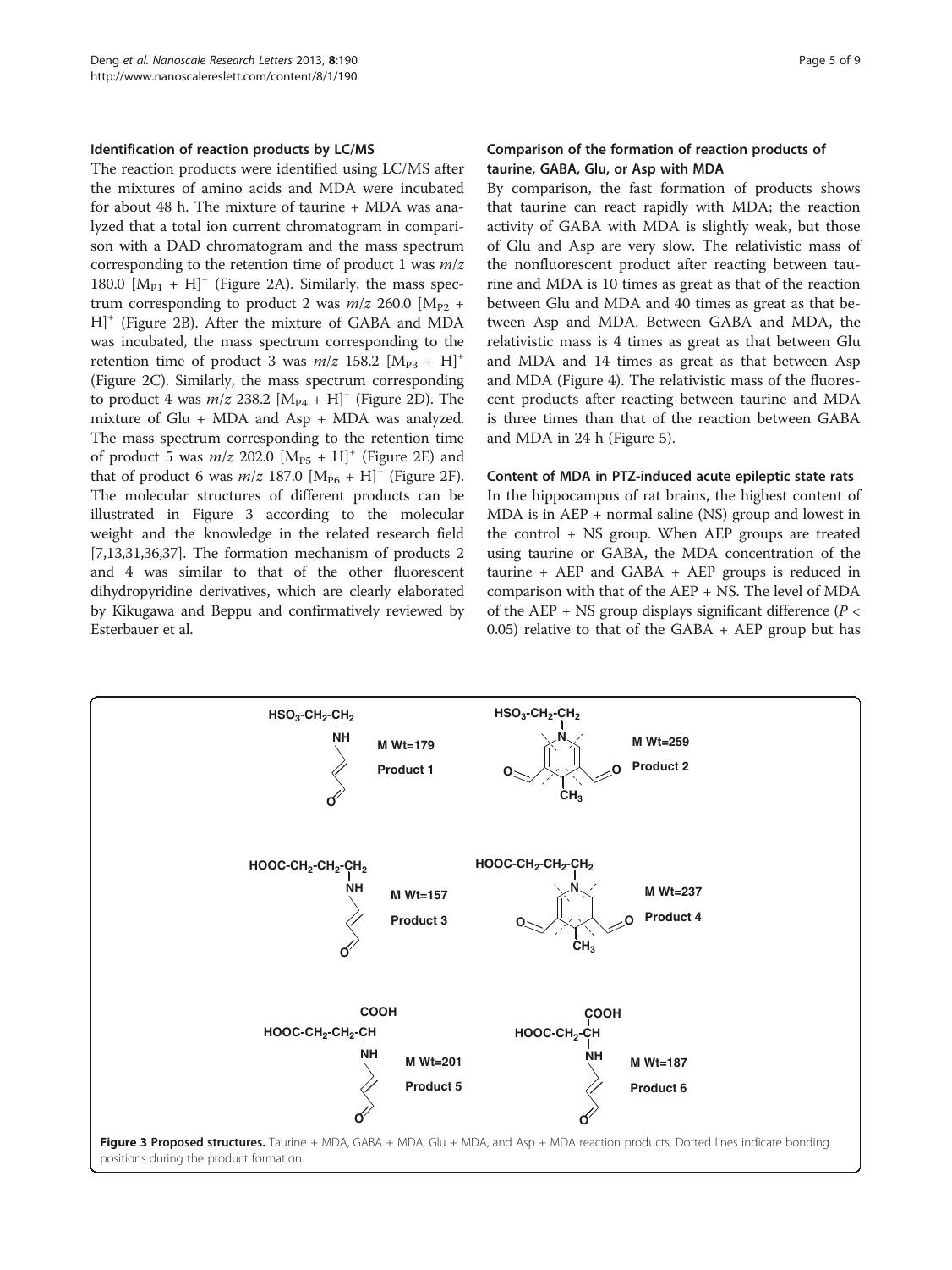### Identification of reaction products by LC/MS

The reaction products were identified using LC/MS after the mixtures of amino acids and MDA were incubated for about 48 h. The mixture of taurine + MDA was analyzed that a total ion current chromatogram in comparison with a DAD chromatogram and the mass spectrum corresponding to the retention time of product 1 was $m/z$ 180.0 $[M_{P1} + H]^+$ (Figure 2A). Similarly, the mass spectrum corresponding to product 2 was $m/z$ 260.0 $[M_{P2} + H]^+$ (Figure 2B). After the mixture of GABA and MDA was incubated, the mass spectrum corresponding to the retention time of product 3 was $m/z$ 158.2 $[M_{P3} + H]^+$ (Figure 2C). Similarly, the mass spectrum corresponding to product 4 was $m/z$ 238.2 $[M_{P4} + H]^+$ (Figure 2D). The mixture of Glu + MDA and Asp + MDA was analyzed. The mass spectrum corresponding to the retention time of product 5 was $m/z$ 202.0 $[M_{P5} + H]^+$ (Figure 2E) and that of product 6 was $m/z$ 187.0 $[M_{P6} + H]^+$ (Figure 2F). The molecular structures of different products can be illustrated in Figure 3 according to the molecular weight and the knowledge in the related research field [7,13,31,36,37]. The formation mechanism of products 2 and 4 was similar to that of the other fluorescent dihydropyridine derivatives, which are clearly elaborated by Kikugawa and Beppu and confirmatively reviewed by Esterbauer et al.

### Comparison of the formation of reaction products of taurine, GABA, Glu, or Asp with MDA

By comparison, the fast formation of products shows that taurine can react rapidly with MDA; the reaction activity of GABA with MDA is slightly weak, but those of Glu and Asp are very slow. The relativistic mass of the nonfluorescent product after reacting between taurine and MDA is 10 times as great as that of the reaction between Glu and MDA and 40 times as great as that between Asp and MDA. Between GABA and MDA, the relativistic mass is 4 times as great as that between Glu and MDA and 14 times as great as that between Asp and MDA (Figure 4). The relativistic mass of the fluorescent products after reacting between taurine and MDA is three times than that of the reaction between GABA and MDA in 24 h (Figure 5).

### Content of MDA in PTZ-induced acute epileptic state rats

In the hippocampus of rat brains, the highest content of MDA is in AEP + normal saline (NS) group and lowest in the control + NS group. When AEP groups are treated using taurine or GABA, the MDA concentration of the taurine + AEP and GABA + AEP groups is reduced in comparison with that of the AEP + NS. The level of MDA of the AEP + NS group displays significant difference ($P <$ 0.05) relative to that of the GABA + AEP group but has

**Figure 3 Proposed structures.** Taurine + MDA, GABA + MDA, Glu + MDA, and Asp + MDA reaction products. Dotted lines indicate bonding positions during the product formation.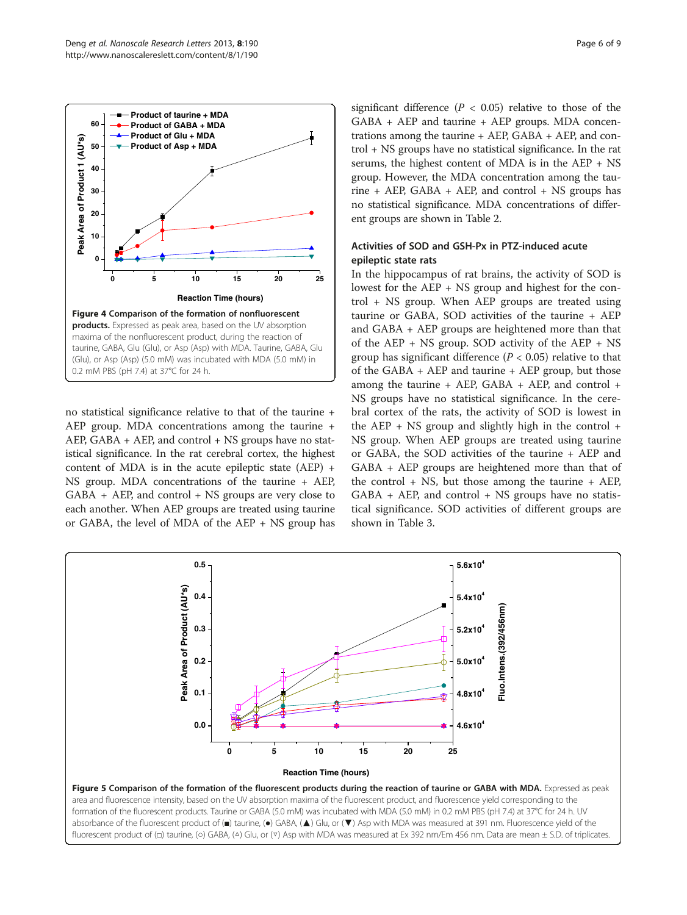**Figure 4 Comparison of the formation of nonfluorescent products.** Expressed as peak area, based on the UV absorption maxima of the nonfluorescent product, during the reaction of taurine, GABA, Glu (Glu), or Asp (Asp) with MDA. Taurine, GABA, Glu (Glu), or Asp (Asp) (5.0 mM) was incubated with MDA (5.0 mM) in 0.2 mM PBS (pH 7.4) at 37°C for 24 h.

no statistical significance relative to that of the taurine + AEP group. MDA concentrations among the taurine + AEP, GABA + AEP, and control + NS groups have no statistical significance. In the rat cerebral cortex, the highest content of MDA is in the acute epileptic state (AEP) + NS group. MDA concentrations of the taurine + AEP, GABA + AEP, and control + NS groups are very close to each other. When AEP groups are treated using taurine or GABA, the level of MDA of the AEP + NS group has significant difference ($P < 0.05$) relative to those of the GABA + AEP and taurine + AEP groups. MDA concentrations among the taurine + AEP, GABA + AEP, and control + NS groups have no statistical significance. In the rat serums, the highest content of MDA is in the AEP + NS group. However, the MDA concentration among the taurine + AEP, GABA + AEP, and control + NS groups has no statistical significance. MDA concentrations of different groups are shown in Table 2.

### Activities of SOD and GSH-Px in PTZ-induced acute epileptic state rats

In the hippocampus of rat brains, the activity of SOD is lowest for the AEP + NS group and highest for the control + NS group. When AEP groups are treated using taurine or GABA, SOD activities of the taurine + AEP and GABA + AEP groups are heightened more than that of the AEP + NS group. SOD activity of the AEP + NS group has significant difference ($P < 0.05$) relative to that of the GABA + AEP and taurine + AEP group, but those among the taurine + AEP, GABA + AEP, and control + NS groups have no statistical significance. In the cerebral cortex of the rats, the activity of SOD is lowest in the AEP + NS group and slightly high in the control + NS group. When AEP groups are treated using taurine or GABA, the SOD activities of the taurine + AEP and GABA + AEP groups are heightened more than that of the control + NS, but those among the taurine + AEP, GABA + AEP, and control + NS groups have no statistical significance. SOD activities of different groups are shown in Table 3.

**Figure 5 Comparison of the formation of the fluorescent products during the reaction of taurine or GABA with MDA.** Expressed as peak area and fluorescence intensity, based on the UV absorption maxima of the fluorescent product, and fluorescence yield corresponding to the formation of the fluorescent products. Taurine or GABA (5.0 mM) was incubated with MDA (5.0 mM) in 0.2 mM PBS (pH 7.4) at 37°C for 24 h. UV absorbance of the fluorescent product of (■) taurine, (●) GABA, (▲) Glu, or (▼) Asp with MDA was measured at 391 nm. Fluorescence yield of the fluorescent product of (□) taurine, (○) GABA, (△) Glu, or (▽) Asp with MDA was measured at Ex 392 nm/Em 456 nm. Data are mean ± S.D. of triplicates.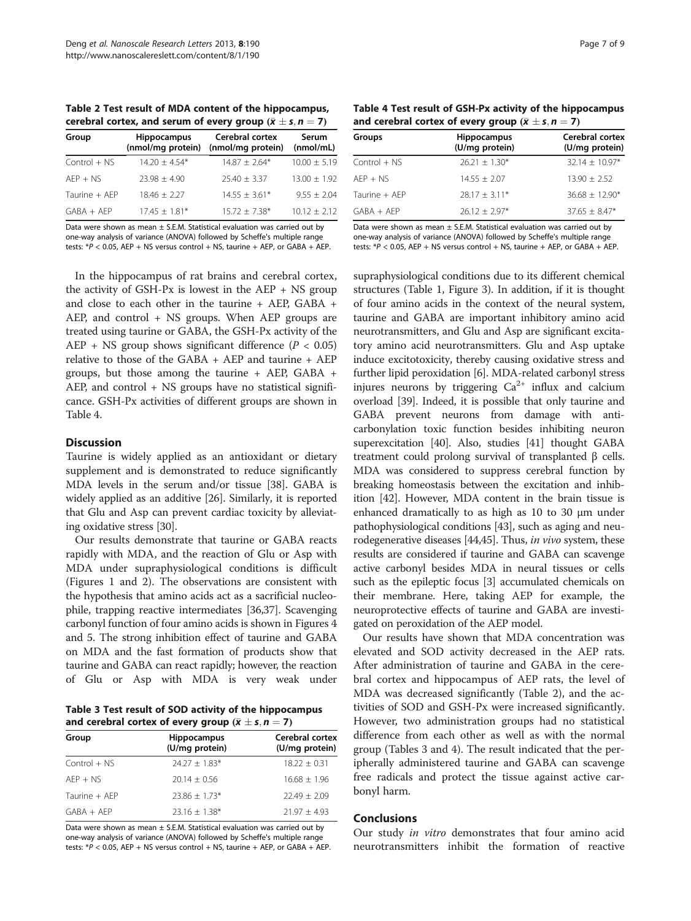**Table 2 Test result of MDA content of the hippocampus, cerebral cortex, and serum of every group ($\bar{x} \pm s, n = 7$)**

| Group | Hippocampus (nmol/mg protein) | Cerebral cortex (nmol/mg protein) | Serum (nmol/mL) |
|---|---|---|---|
| Control + NS | 14.20 ± 4.54* | 14.87 ± 2.64* | 10.00 ± 5.19 |
| AEP + NS | 23.98 ± 4.90 | 25.40 ± 3.37 | 13.00 ± 1.92 |
| Taurine + AEP | 18.46 ± 2.27 | 14.55 ± 3.61* | 9.55 ± 2.04 |
| GABA + AEP | 17.45 ± 1.81* | 15.72 ± 7.38* | 10.12 ± 2.12 |

Data were shown as mean ± S.E.M. Statistical evaluation was carried out by one-way analysis of variance (ANOVA) followed by Scheffe's multiple range tests: *$P < 0.05$, AEP + NS versus control + NS, taurine + AEP, or GABA + AEP.

In the hippocampus of rat brains and cerebral cortex, the activity of GSH-Px is lowest in the AEP + NS group and close to each other in the taurine + AEP, GABA + AEP, and control + NS groups. When AEP groups are treated using taurine or GABA, the GSH-Px activity of the AEP + NS group shows significant difference ($P < 0.05$) relative to those of the GABA + AEP and taurine + AEP groups, but those among the taurine + AEP, GABA + AEP, and control + NS groups have no statistical significance. GSH-Px activities of different groups are shown in Table 4.

## Discussion

Taurine is widely applied as an antioxidant or dietary supplement and is demonstrated to reduce significantly MDA levels in the serum and/or tissue [38]. GABA is widely applied as an additive [26]. Similarly, it is reported that Glu and Asp can prevent cardiac toxicity by alleviating oxidative stress [30].

Our results demonstrate that taurine or GABA reacts rapidly with MDA, and the reaction of Glu or Asp with MDA under supraphysiological conditions is difficult (Figures 1 and 2). The observations are consistent with the hypothesis that amino acids act as a sacrificial nucleophile, trapping reactive intermediates [36,37]. Scavenging carbonyl function of four amino acids is shown in Figures 4 and 5. The strong inhibition effect of taurine and GABA on MDA and the fast formation of products show that taurine and GABA can react rapidly; however, the reaction of Glu or Asp with MDA is very weak under supraphysiological conditions due to its different chemical structures (Table 1, Figure 3). In addition, if it is thought of four amino acids in the context of the neural system, taurine and GABA are important inhibitory amino acid neurotransmitters, and Glu and Asp are significant excitatory amino acid neurotransmitters. Glu and Asp uptake induce excitotoxicity, thereby causing oxidative stress and further lipid peroxidation [6]. MDA-related carbonyl stress injures neurons by triggering $Ca^{2+}$ influx and calcium overload [39]. Indeed, it is possible that only taurine and GABA prevent neurons from damage with anti-carbonylation toxic function besides inhibiting neuron superexcitation [40]. Also, studies [41] thought GABA treatment could prolong survival of transplanted β cells. MDA was considered to suppress cerebral function by breaking homeostasis between the excitation and inhibition [42]. However, MDA content in the brain tissue is enhanced dramatically to as high as 10 to 30 μm under pathophysiological conditions [43], such as aging and neurodegenerative diseases [44,45]. Thus, *in vivo* system, these results are considered if taurine and GABA can scavenge active carbonyl besides MDA in neural tissues or cells such as the epileptic focus [3] accumulated chemicals on their membrane. Here, taking AEP for example, the neuroprotective effects of taurine and GABA are investigated on peroxidation of the AEP model.

**Table 3 Test result of SOD activity of the hippocampus and cerebral cortex of every group ($\bar{x} \pm s, n = 7$)**

| Group | Hippocampus (U/mg protein) | Cerebral cortex (U/mg protein) |
|---|---|---|
| Control + NS | 24.27 ± 1.83* | 18.22 ± 0.31 |
| AEP + NS | 20.14 ± 0.56 | 16.68 ± 1.96 |
| Taurine + AEP | 23.86 ± 1.73* | 22.49 ± 2.09 |
| GABA + AEP | 23.16 ± 1.38* | 21.97 ± 4.93 |

Data were shown as mean ± S.E.M. Statistical evaluation was carried out by one-way analysis of variance (ANOVA) followed by Scheffe's multiple range tests: *$P < 0.05$, AEP + NS versus control + NS, taurine + AEP, or GABA + AEP.

**Table 4 Test result of GSH-Px activity of the hippocampus and cerebral cortex of every group ($\bar{x} \pm s, n = 7$)**

| Groups | Hippocampus (U/mg protein) | Cerebral cortex (U/mg protein) |
|---|---|---|
| Control + NS | 26.21 ± 1.30* | 32.14 ± 10.97* |
| AEP + NS | 14.55 ± 2.07 | 13.90 ± 2.52 |
| Taurine + AEP | 28.17 ± 3.11* | 36.68 ± 12.90* |
| GABA + AEP | 26.12 ± 2.97* | 37.65 ± 8.47* |

Data were shown as mean ± S.E.M. Statistical evaluation was carried out by one-way analysis of variance (ANOVA) followed by Scheffe's multiple range tests: *$P < 0.05$, AEP + NS versus control + NS, taurine + AEP, or GABA + AEP.

Our results have shown that MDA concentration was elevated and SOD activity decreased in the AEP rats. After administration of taurine and GABA in the cerebral cortex and hippocampus of AEP rats, the level of MDA was decreased significantly (Table 2), and the activities of SOD and GSH-Px were increased significantly. However, two administration groups had no statistical difference from each other as well as with the normal group (Tables 3 and 4). The result indicated that the peripherally administered taurine and GABA can scavenge free radicals and protect the tissue against active carbonyl harm.

## Conclusions

Our study *in vitro* demonstrates that four amino acid neurotransmitters inhibit the formation of reactive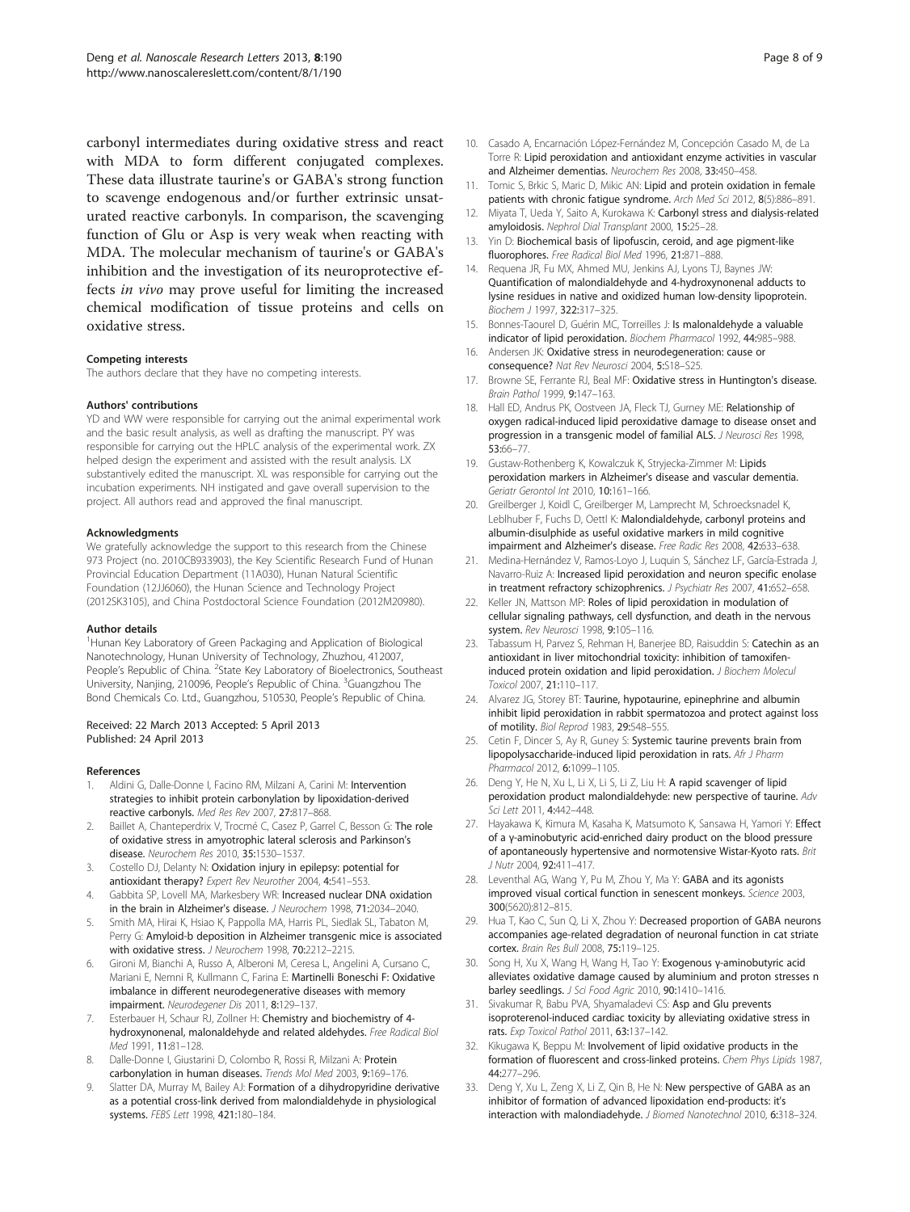carbonyl intermediates during oxidative stress and react with MDA to form different conjugated complexes. These data illustrate taurine's or GABA's strong function to scavenge endogenous and/or further extrinsic unsaturated reactive carbonyls. In comparison, the scavenging function of Glu or Asp is very weak when reacting with MDA. The molecular mechanism of taurine's or GABA's inhibition and the investigation of its neuroprotective effects *in vivo* may prove useful for limiting the increased chemical modification of tissue proteins and cells on oxidative stress.

#### Competing interests

The authors declare that they have no competing interests.

#### Authors' contributions

YD and WW were responsible for carrying out the animal experimental work and the basic result analysis, as well as drafting the manuscript. PY was responsible for carrying out the HPLC analysis of the experimental work. ZX helped design the experiment and assisted with the result analysis. LX substantively edited the manuscript. XL was responsible for carrying out the incubation experiments. NH instigated and gave overall supervision to the project. All authors read and approved the final manuscript.

#### Acknowledgments

We gratefully acknowledge the support to this research from the Chinese 973 Project (no. 2010CB933903), the Key Scientific Research Fund of Hunan Provincial Education Department (11A030), Hunan Natural Scientific Foundation (12JJ6060), the Hunan Science and Technology Project (2012SK3105), and China Postdoctoral Science Foundation (2012M20980).

#### Author details

[1]Hunan Key Laboratory of Green Packaging and Application of Biological Nanotechnology, Hunan University of Technology, Zhuzhou, 412007, People's Republic of China. [2]State Key Laboratory of Bioelectronics, Southeast University, Nanjing, 210096, People's Republic of China. [3]Guangzhou The Bond Chemicals Co. Ltd., Guangzhou, 510530, People's Republic of China.

Received: 22 March 2013 Accepted: 5 April 2013
Published: 24 April 2013

#### References

1. Aldini G, Dalle-Donne I, Facino RM, Milzani A, Carini M: **Intervention strategies to inhibit protein carbonylation by lipoxidation-derived reactive carbonyls.** *Med Res Rev* 2007, **27:**817–868.
2. Baillet A, Chanteperdrix V, Trocmé C, Casez P, Garrel C, Besson G: **The role of oxidative stress in amyotrophic lateral sclerosis and Parkinson's disease.** *Neurochem Res* 2010, **35:**1530–1537.
3. Costello DJ, Delanty N: **Oxidation injury in epilepsy: potential for antioxidant therapy?** *Expert Rev Neurother* 2004, **4:**541–553.
4. Gabbita SP, Lovell MA, Markesbery WR: **Increased nuclear DNA oxidation in the brain in Alzheimer's disease.** *J Neurochem* 1998, **71:**2034–2040.
5. Smith MA, Hirai K, Hsiao K, Pappolla MA, Harris PL, Siedlak SL, Tabaton M, Perry G: **Amyloid-b deposition in Alzheimer transgenic mice is associated with oxidative stress.** *J Neurochem* 1998, **70:**2212–2215.
6. Gironi M, Bianchi A, Russo A, Alberoni M, Ceresa L, Angelini A, Cursano C, Mariani E, Nemni R, Kullmann C, Farina E: **Martinelli Boneschi F: Oxidative imbalance in different neurodegenerative diseases with memory impairment.** *Neurodegener Dis* 2011, **8:**129–137.
7. Esterbauer H, Schaur RJ, Zollner H: **Chemistry and biochemistry of 4-hydroxynonenal, malonaldehyde and related aldehydes.** *Free Radical Biol Med* 1991, **11:**81–128.
8. Dalle-Donne I, Giustarini D, Colombo R, Rossi R, Milzani A: **Protein carbonylation in human diseases.** *Trends Mol Med* 2003, **9:**169–176.
9. Slatter DA, Murray M, Bailey AJ: **Formation of a dihydropyridine derivative as a potential cross-link derived from malondialdehyde in physiological systems.** *FEBS Lett* 1998, **421:**180–184.
10. Casado A, Encarnación López-Fernández M, Concepción Casado M, de La Torre R: **Lipid peroxidation and antioxidant enzyme activities in vascular and Alzheimer dementias.** *Neurochem Res* 2008, **33:**450–458.
11. Tomic S, Brkic S, Maric D, Mikic AN: **Lipid and protein oxidation in female patients with chronic fatigue syndrome.** *Arch Med Sci* 2012, **8**(5):886–891.
12. Miyata T, Ueda Y, Saito A, Kurokawa K: **Carbonyl stress and dialysis-related amyloidosis.** *Nephrol Dial Transplant* 2000, **15:**25–28.
13. Yin D: **Biochemical basis of lipofuscin, ceroid, and age pigment-like fluorophores.** *Free Radical Biol Med* 1996, **21:**871–888.
14. Requena JR, Fu MX, Ahmed MU, Jenkins AJ, Lyons TJ, Baynes JW: **Quantification of malondialdehyde and 4-hydroxynonenal adducts to lysine residues in native and oxidized human low-density lipoprotein.** *Biochem J* 1997, **322:**317–325.
15. Bonnes-Taourel D, Guérin MC, Torreilles J: **Is malonaldehyde a valuable indicator of lipid peroxidation.** *Biochem Pharmacol* 1992, **44:**985–988.
16. Andersen JK: **Oxidative stress in neurodegeneration: cause or consequence?** *Nat Rev Neurosci* 2004, **5:**S18–S25.
17. Browne SE, Ferrante RJ, Beal MF: **Oxidative stress in Huntington's disease.** *Brain Pathol* 1999, **9:**147–163.
18. Hall ED, Andrus PK, Oostveen JA, Fleck TJ, Gurney ME: **Relationship of oxygen radical-induced lipid peroxidative damage to disease onset and progression in a transgenic model of familial ALS.** *J Neurosci Res* 1998, **53:**66–77.
19. Gustaw-Rothenberg K, Kowalczuk K, Stryjecka-Zimmer M: **Lipids peroxidation markers in Alzheimer's disease and vascular dementia.** *Geriatr Gerontol Int* 2010, **10:**161–166.
20. Greilberger J, Koidl C, Greilberger M, Lamprecht M, Schroecksnadel K, Leblhuber F, Fuchs D, Oettl K: **Malondialdehyde, carbonyl proteins and albumin-disulphide as useful oxidative markers in mild cognitive impairment and Alzheimer's disease.** *Free Radic Res* 2008, **42:**633–638.
21. Medina-Hernández V, Ramos-Loyo J, Luquin S, Sánchez LF, García-Estrada J, Navarro-Ruiz A: **Increased lipid peroxidation and neuron specific enolase in treatment refractory schizophrenics.** *J Psychiatr Res* 2007, **41:**652–658.
22. Keller JN, Mattson MP: **Roles of lipid peroxidation in modulation of cellular signaling pathways, cell dysfunction, and death in the nervous system.** *Rev Neurosci* 1998, **9:**105–116.
23. Tabassum H, Parvez S, Rehman H, Banerjee BD, Raisuddin S: **Catechin as an antioxidant in liver mitochondrial toxicity: inhibition of tamoxifen-induced protein oxidation and lipid peroxidation.** *J Biochem Molecul Toxicol* 2007, **21:**110–117.
24. Alvarez JG, Storey BT: **Taurine, hypotaurine, epinephrine and albumin inhibit lipid peroxidation in rabbit spermatozoa and protect against loss of motility.** *Biol Reprod* 1983, **29:**548–555.
25. Cetin F, Dincer S, Ay R, Guney S: **Systemic taurine prevents brain from lipopolysaccharide-induced lipid peroxidation in rats.** *Afr J Pharm Pharmacol* 2012, **6:**1099–1105.
26. Deng Y, He N, Xu L, Li X, Li S, Li Z, Liu H: **A rapid scavenger of lipid peroxidation product malondialdehyde: new perspective of taurine.** *Adv Sci Lett* 2011, **4:**442–448.
27. Hayakawa K, Kimura M, Kasaha K, Matsumoto K, Sansawa H, Yamori Y: **Effect of a γ-aminobutyric acid-enriched dairy product on the blood pressure of apontaneously hypertensive and normotensive Wistar-Kyoto rats.** *Brit J Nutr* 2004, **92:**411–417.
28. Leventhal AG, Wang Y, Pu M, Zhou Y, Ma Y: **GABA and its agonists improved visual cortical function in senescent monkeys.** *Science* 2003, **300**(5620):812–815.
29. Hua T, Kao C, Sun Q, Li X, Zhou Y: **Decreased proportion of GABA neurons accompanies age-related degradation of neuronal function in cat striate cortex.** *Brain Res Bull* 2008, **75:**119–125.
30. Song H, Xu X, Wang H, Wang H, Tao Y: **Exogenous γ-aminobutyric acid alleviates oxidative damage caused by aluminium and proton stresses n barley seedlings.** *J Sci Food Agric* 2010, **90:**1410–1416.
31. Sivakumar R, Babu PVA, Shyamaladevi CS: **Asp and Glu prevents isoproterenol-induced cardiac toxicity by alleviating oxidative stress in rats.** *Exp Toxicol Pathol* 2011, **63:**137–142.
32. Kikugawa K, Beppu M: **Involvement of lipid oxidative products in the formation of fluorescent and cross-linked proteins.** *Chem Phys Lipids* 1987, **44:**277–296.
33. Deng Y, Xu L, Zeng X, Li Z, Qin B, He N: **New perspective of GABA as an inhibitor of formation of advanced lipoxidation end-products: it's interaction with malondiadehyde.** *J Biomed Nanotechnol* 2010, **6:**318–324.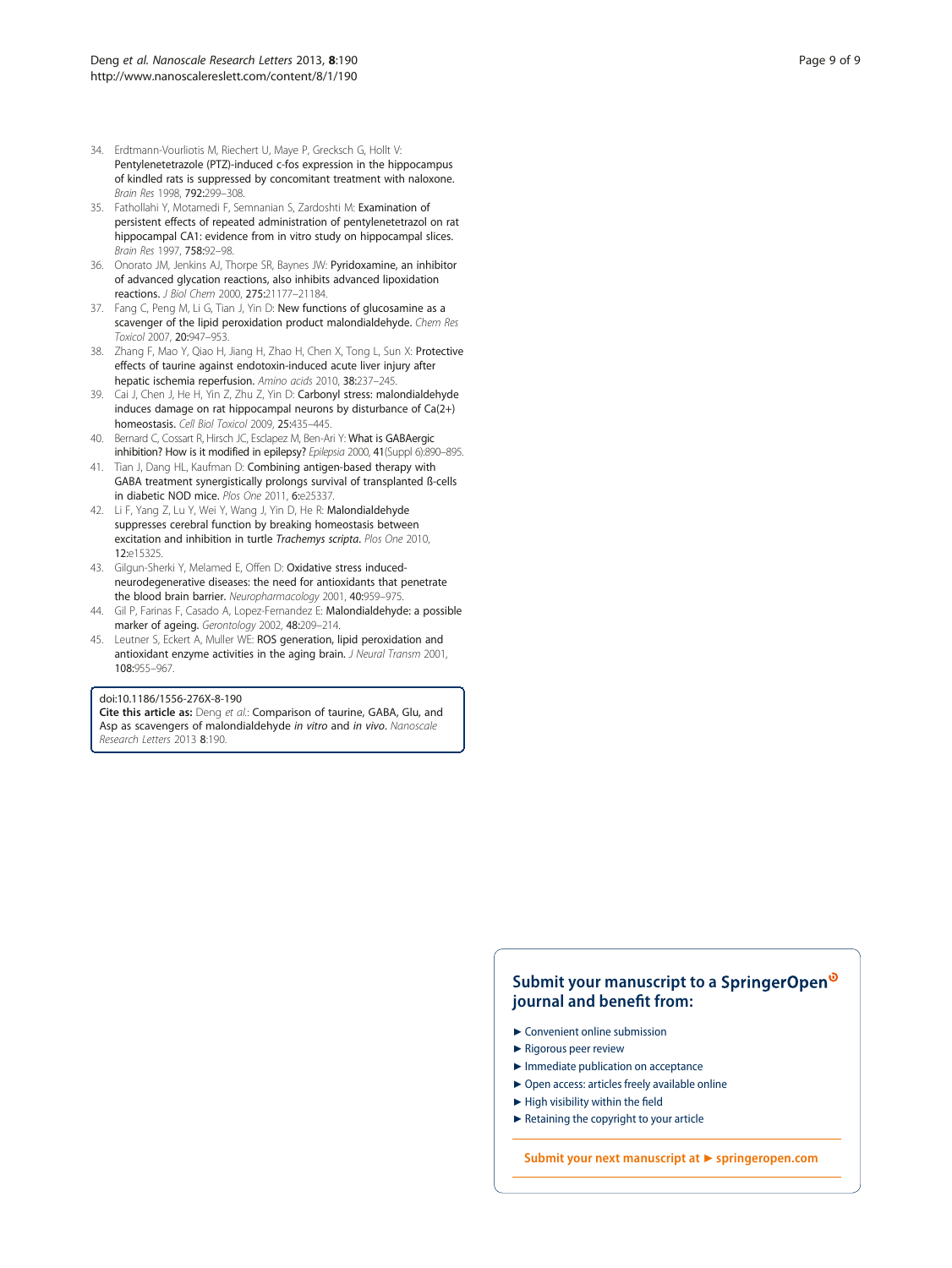34. Erdtmann-Vourliotis M, Riechert U, Maye P, Grecksch G, Hollt V: Pentylenetetrazole (PTZ)-induced c-fos expression in the hippocampus of kindled rats is suppressed by concomitant treatment with naloxone. *Brain Res* 1998, **792:**299–308.
35. Fathollahi Y, Motamedi F, Semnanian S, Zardoshti M: Examination of persistent effects of repeated administration of pentylenetetrazol on rat hippocampal CA1: evidence from in vitro study on hippocampal slices. *Brain Res* 1997, **758:**92–98.
36. Onorato JM, Jenkins AJ, Thorpe SR, Baynes JW: Pyridoxamine, an inhibitor of advanced glycation reactions, also inhibits advanced lipoxidation reactions. *J Biol Chem* 2000, **275:**21177–21184.
37. Fang C, Peng M, Li G, Tian J, Yin D: New functions of glucosamine as a scavenger of the lipid peroxidation product malondialdehyde. *Chem Res Toxicol* 2007, **20:**947–953.
38. Zhang F, Mao Y, Qiao H, Jiang H, Zhao H, Chen X, Tong L, Sun X: Protective effects of taurine against endotoxin-induced acute liver injury after hepatic ischemia reperfusion. *Amino acids* 2010, **38:**237–245.
39. Cai J, Chen J, He H, Yin Z, Zhu Z, Yin D: Carbonyl stress: malondialdehyde induces damage on rat hippocampal neurons by disturbance of Ca(2+) homeostasis. *Cell Biol Toxicol* 2009, **25:**435–445.
40. Bernard C, Cossart R, Hirsch JC, Esclapez M, Ben-Ari Y: What is GABAergic inhibition? How is it modified in epilepsy? *Epilepsia* 2000, **41**(Suppl 6):890–895.
41. Tian J, Dang HL, Kaufman D: Combining antigen-based therapy with GABA treatment synergistically prolongs survival of transplanted ß-cells in diabetic NOD mice. *Plos One* 2011, **6:**e25337.
42. Li F, Yang Z, Lu Y, Wei Y, Wang J, Yin D, He R: Malondialdehyde suppresses cerebral function by breaking homeostasis between excitation and inhibition in turtle *Trachemys scripta*. *Plos One* 2010, **12:**e15325.
43. Gilgun-Sherki Y, Melamed E, Offen D: Oxidative stress induced-neurodegenerative diseases: the need for antioxidants that penetrate the blood brain barrier. *Neuropharmacology* 2001, **40:**959–975.
44. Gil P, Farinas F, Casado A, Lopez-Fernandez E: Malondialdehyde: a possible marker of ageing. *Gerontology* 2002, **48:**209–214.
45. Leutner S, Eckert A, Muller WE: ROS generation, lipid peroxidation and antioxidant enzyme activities in the aging brain. *J Neural Transm* 2001, **108:**955–967.

doi:10.1186/1556-276X-8-190

**Cite this article as:** Deng *et al.*: Comparison of taurine, GABA, Glu, and Asp as scavengers of malondialdehyde *in vitro* and *in vivo*. *Nanoscale Research Letters* 2013 **8**:190.

**Submit your manuscript to a SpringerOpen journal and benefit from:**

- ► Convenient online submission
- ► Rigorous peer review
- ► Immediate publication on acceptance
- ► Open access: articles freely available online
- ► High visibility within the field
- ► Retaining the copyright to your article

**Submit your next manuscript at ► springeropen.com**